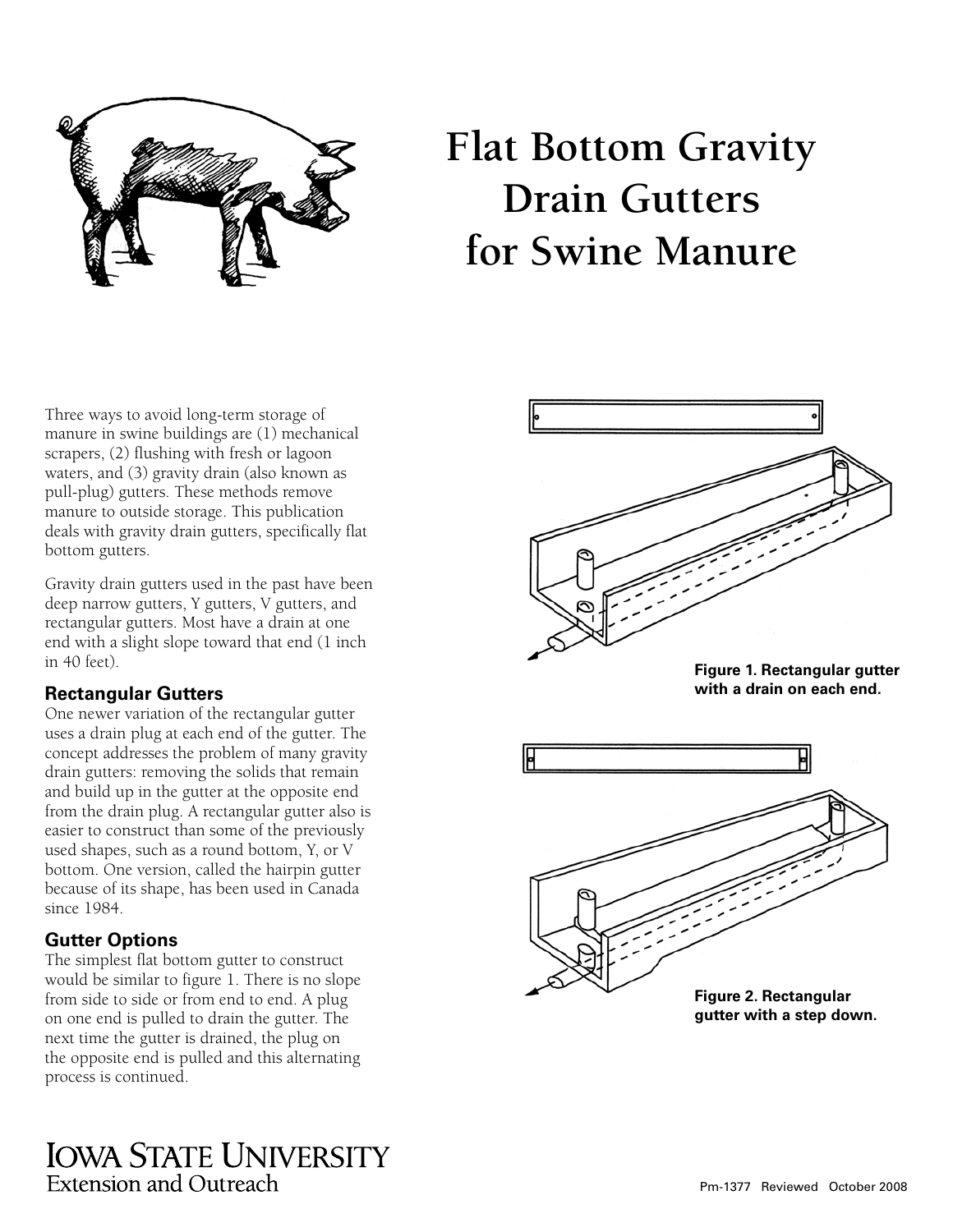# Flat Bottom Gravity Drain Gutters for Swine Manure

Three ways to avoid long-term storage of manure in swine buildings are (1) mechanical scrapers, (2) flushing with fresh or lagoon waters, and (3) gravity drain (also known as pull-plug) gutters. These methods remove manure to outside storage. This publication deals with gravity drain gutters, specifically flat bottom gutters.

Gravity drain gutters used in the past have been deep narrow gutters, Y gutters, V gutters, and rectangular gutters. Most have a drain at one end with a slight slope toward that end (1 inch in 40 feet).

### Rectangular Gutters

One newer variation of the rectangular gutter uses a drain plug at each end of the gutter. The concept addresses the problem of many gravity drain gutters: removing the solids that remain and build up in the gutter at the opposite end from the drain plug. A rectangular gutter also is easier to construct than some of the previously used shapes, such as a round bottom, Y, or V bottom. One version, called the hairpin gutter because of its shape, has been used in Canada since 1984.

### Gutter Options

The simplest flat bottom gutter to construct would be similar to figure 1. There is no slope from side to side or from end to end. A plug on one end is pulled to drain the gutter. The next time the gutter is drained, the plug on the opposite end is pulled and this alternating process is continued.

**Figure 1. Rectangular gutter with a drain on each end.**

**Figure 2. Rectangular gutter with a step down.**

Pm-1377 Reviewed October 2008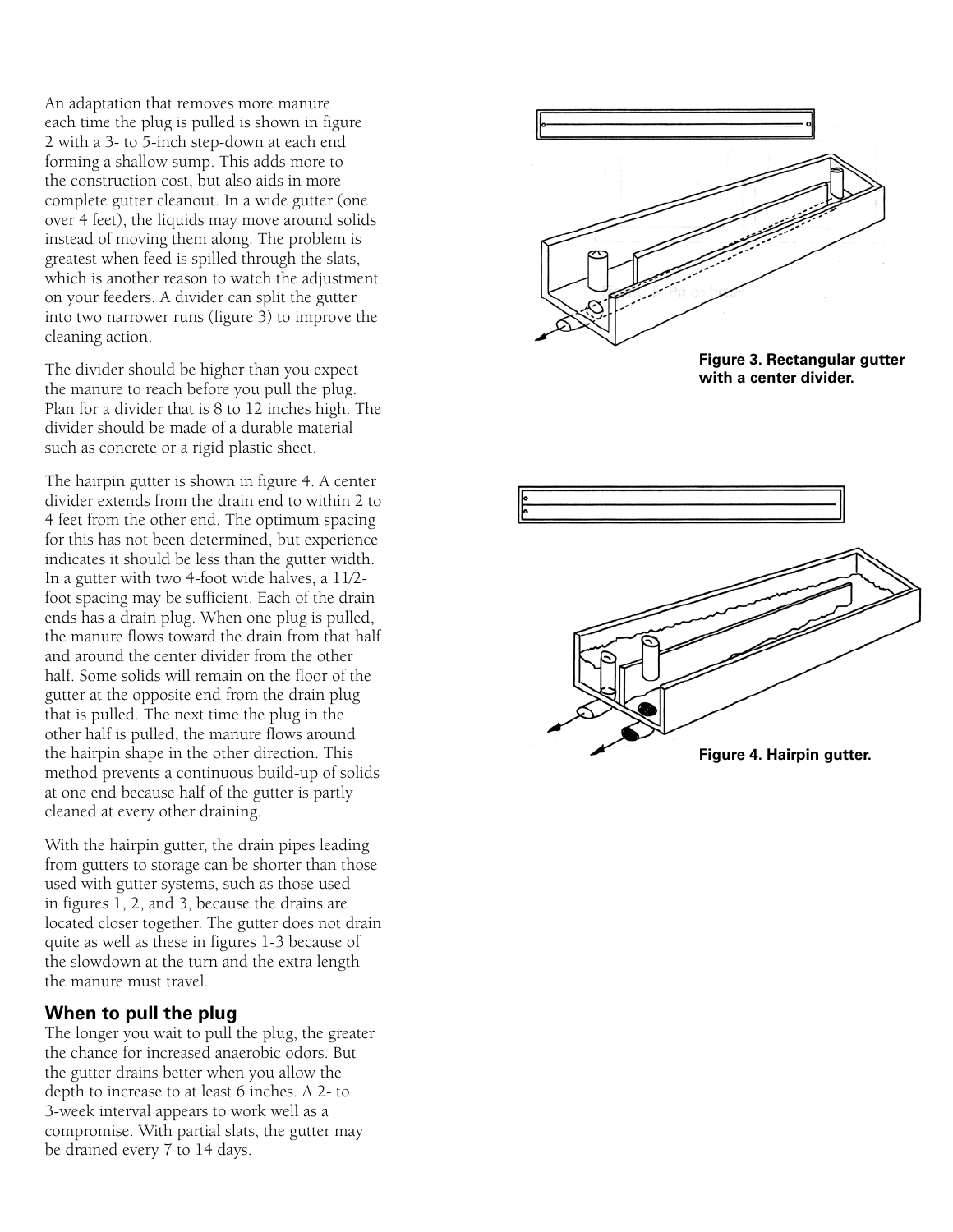An adaptation that removes more manure each time the plug is pulled is shown in figure 2 with a 3- to 5-inch step-down at each end forming a shallow sump. This adds more to the construction cost, but also aids in more complete gutter cleanout. In a wide gutter (one over 4 feet), the liquids may move around solids instead of moving them along. The problem is greatest when feed is spilled through the slats, which is another reason to watch the adjustment on your feeders. A divider can split the gutter into two narrower runs (figure 3) to improve the cleaning action.

The divider should be higher than you expect the manure to reach before you pull the plug. Plan for a divider that is 8 to 12 inches high. The divider should be made of a durable material such as concrete or a rigid plastic sheet.

The hairpin gutter is shown in figure 4. A center divider extends from the drain end to within 2 to 4 feet from the other end. The optimum spacing for this has not been determined, but experience indicates it should be less than the gutter width. In a gutter with two 4-foot wide halves, a 11/2-foot spacing may be sufficient. Each of the drain ends has a drain plug. When one plug is pulled, the manure flows toward the drain from that half and around the center divider from the other half. Some solids will remain on the floor of the gutter at the opposite end from the drain plug that is pulled. The next time the plug in the other half is pulled, the manure flows around the hairpin shape in the other direction. This method prevents a continuous build-up of solids at one end because half of the gutter is partly cleaned at every other draining.

With the hairpin gutter, the drain pipes leading from gutters to storage can be shorter than those used with gutter systems, such as those used in figures 1, 2, and 3, because the drains are located closer together. The gutter does not drain quite as well as these in figures 1-3 because of the slowdown at the turn and the extra length the manure must travel.

**Figure 3. Rectangular gutter with a center divider.**

**Figure 4. Hairpin gutter.**

### When to pull the plug

The longer you wait to pull the plug, the greater the chance for increased anaerobic odors. But the gutter drains better when you allow the depth to increase to at least 6 inches. A 2- to 3-week interval appears to work well as a compromise. With partial slats, the gutter may be drained every 7 to 14 days.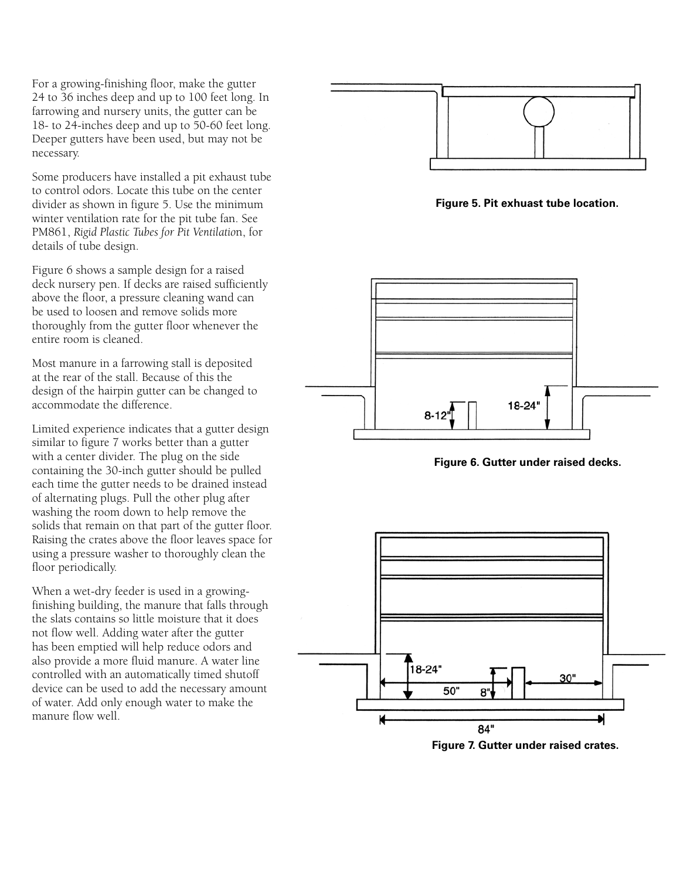For a growing-finishing floor, make the gutter 24 to 36 inches deep and up to 100 feet long. In farrowing and nursery units, the gutter can be 18- to 24-inches deep and up to 50-60 feet long. Deeper gutters have been used, but may not be necessary.

Some producers have installed a pit exhaust tube to control odors. Locate this tube on the center divider as shown in figure 5. Use the minimum winter ventilation rate for the pit tube fan. See PM861, *Rigid Plastic Tubes for Pit Ventilation*, for details of tube design.

Figure 6 shows a sample design for a raised deck nursery pen. If decks are raised sufficiently above the floor, a pressure cleaning wand can be used to loosen and remove solids more thoroughly from the gutter floor whenever the entire room is cleaned.

Most manure in a farrowing stall is deposited at the rear of the stall. Because of this the design of the hairpin gutter can be changed to accommodate the difference.

Limited experience indicates that a gutter design similar to figure 7 works better than a gutter with a center divider. The plug on the side containing the 30-inch gutter should be pulled each time the gutter needs to be drained instead of alternating plugs. Pull the other plug after washing the room down to help remove the solids that remain on that part of the gutter floor. Raising the crates above the floor leaves space for using a pressure washer to thoroughly clean the floor periodically.

When a wet-dry feeder is used in a growing-finishing building, the manure that falls through the slats contains so little moisture that it does not flow well. Adding water after the gutter has been emptied will help reduce odors and also provide a more fluid manure. A water line controlled with an automatically timed shutoff device can be used to add the necessary amount of water. Add only enough water to make the manure flow well.

**Figure 5. Pit exhuast tube location.**

8-12" 18-24"

**Figure 6. Gutter under raised decks.**

18-24" 50" 8" 30" 84"

**Figure 7. Gutter under raised crates.**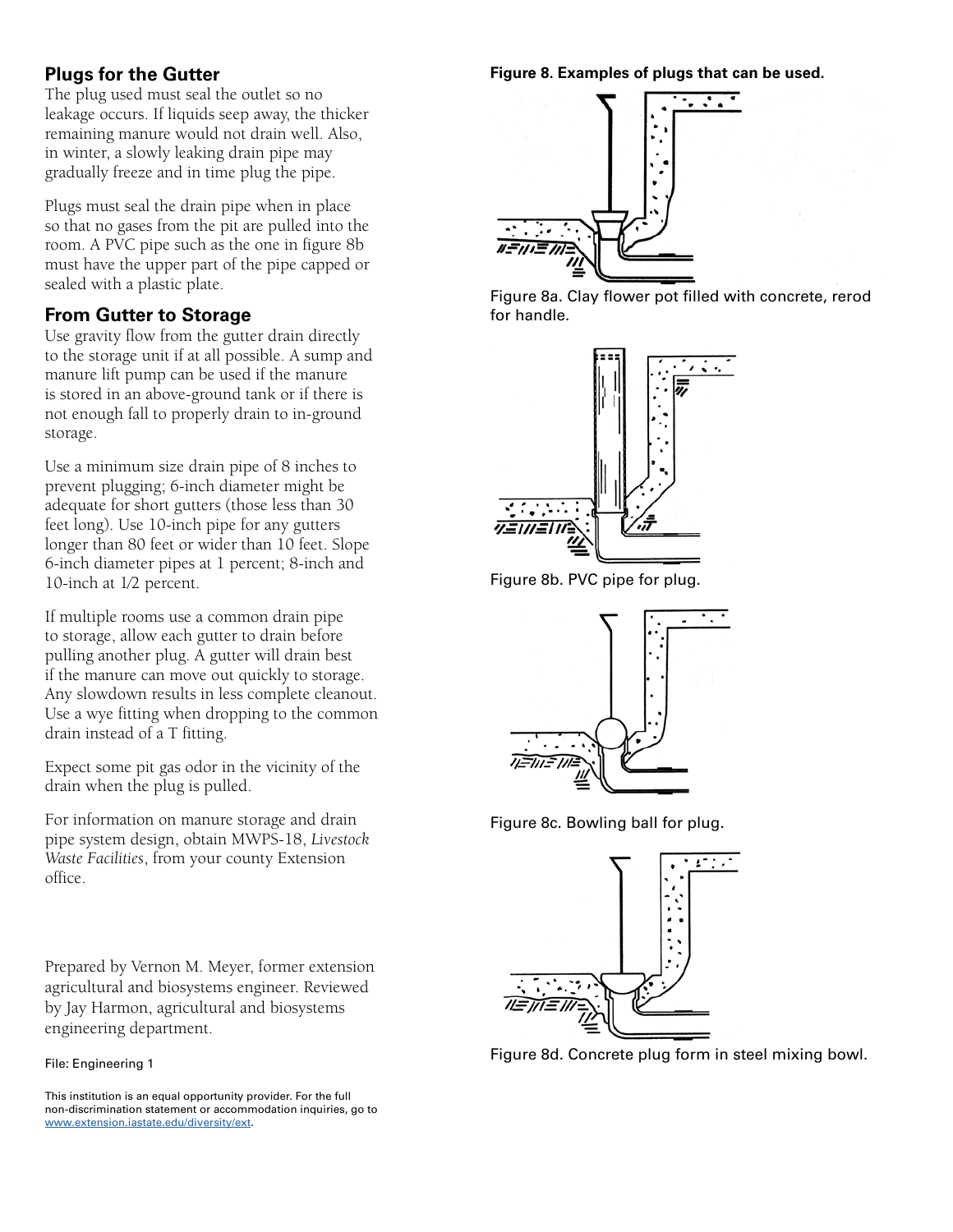## Plugs for the Gutter

The plug used must seal the outlet so no leakage occurs. If liquids seep away, the thicker remaining manure would not drain well. Also, in winter, a slowly leaking drain pipe may gradually freeze and in time plug the pipe.

Plugs must seal the drain pipe when in place so that no gases from the pit are pulled into the room. A PVC pipe such as the one in figure 8b must have the upper part of the pipe capped or sealed with a plastic plate.

## From Gutter to Storage

Use gravity flow from the gutter drain directly to the storage unit if at all possible. A sump and manure lift pump can be used if the manure is stored in an above-ground tank or if there is not enough fall to properly drain to in-ground storage.

Use a minimum size drain pipe of 8 inches to prevent plugging; 6-inch diameter might be adequate for short gutters (those less than 30 feet long). Use 10-inch pipe for any gutters longer than 80 feet or wider than 10 feet. Slope 6-inch diameter pipes at 1 percent; 8-inch and 10-inch at 1/2 percent.

If multiple rooms use a common drain pipe to storage, allow each gutter to drain before pulling another plug. A gutter will drain best if the manure can move out quickly to storage. Any slowdown results in less complete cleanout. Use a wye fitting when dropping to the common drain instead of a T fitting.

Expect some pit gas odor in the vicinity of the drain when the plug is pulled.

For information on manure storage and drain pipe system design, obtain MWPS-18, *Livestock Waste Facilities*, from your county Extension office.

Prepared by Vernon M. Meyer, former extension agricultural and biosystems engineer. Reviewed by Jay Harmon, agricultural and biosystems engineering department.

File: Engineering 1

This institution is an equal opportunity provider. For the full non-discrimination statement or accommodation inquiries, go to www.extension.iastate.edu/diversity/ext.

**Figure 8. Examples of plugs that can be used.**

Figure 8a. Clay flower pot filled with concrete, rerod for handle.

Figure 8b. PVC pipe for plug.

Figure 8c. Bowling ball for plug.

Figure 8d. Concrete plug form in steel mixing bowl.